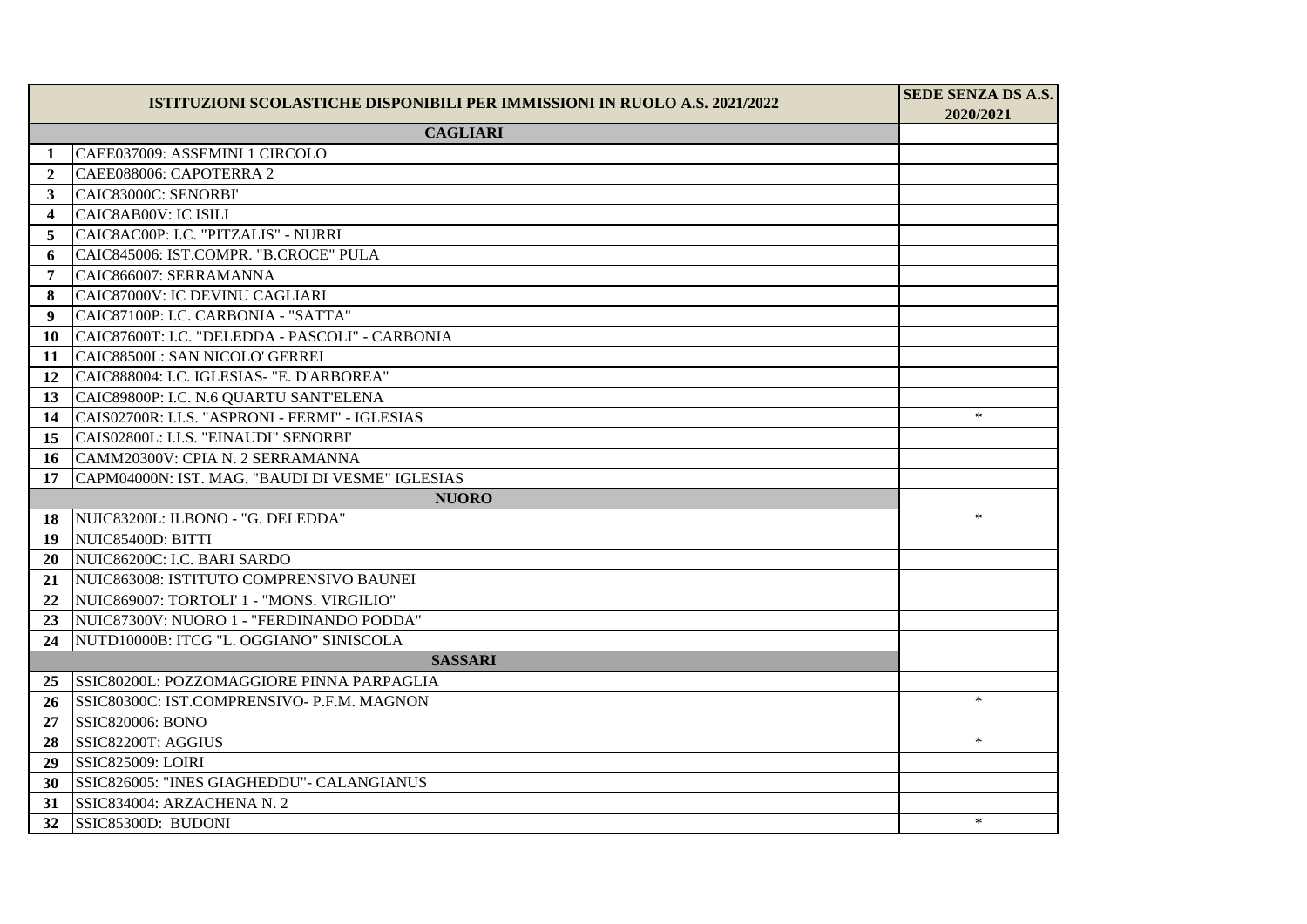| | ISTITUZIONI SCOLASTICHE DISPONIBILI PER IMMISSIONI IN RUOLO A.S. 2021/2022 | SEDE SENZA DS A.S. 2020/2021 |
|---|---|---|
| | **CAGLIARI** | |
| 1 | CAEE037009: ASSEMINI 1 CIRCOLO | |
| 2 | CAEE088006: CAPOTERRA 2 | |
| 3 | CAIC83000C: SENORBI' | |
| 4 | CAIC8AB00V: IC ISILI | |
| 5 | CAIC8AC00P: I.C. "PITZALIS" - NURRI | |
| 6 | CAIC845006: IST.COMPR. "B.CROCE" PULA | |
| 7 | CAIC866007: SERRAMANNA | |
| 8 | CAIC87000V: IC DEVINU CAGLIARI | |
| 9 | CAIC87100P: I.C. CARBONIA - "SATTA" | |
| 10 | CAIC87600T: I.C. "DELEDDA - PASCOLI" - CARBONIA | |
| 11 | CAIC88500L: SAN NICOLO' GERREI | |
| 12 | CAIC888004: I.C. IGLESIAS- "E. D'ARBOREA" | |
| 13 | CAIC89800P: I.C. N.6 QUARTU SANT'ELENA | |
| 14 | CAIS02700R: I.I.S. "ASPRONI - FERMI" - IGLESIAS | * |
| 15 | CAIS02800L: I.I.S. "EINAUDI" SENORBI' | |
| 16 | CAMM20300V: CPIA N. 2 SERRAMANNA | |
| 17 | CAPM04000N: IST. MAG. "BAUDI DI VESME" IGLESIAS | |
| | **NUORO** | |
| 18 | NUIC83200L: ILBONO - "G. DELEDDA" | * |
| 19 | NUIC85400D: BITTI | |
| 20 | NUIC86200C: I.C. BARI SARDO | |
| 21 | NUIC863008: ISTITUTO COMPRENSIVO BAUNEI | |
| 22 | NUIC869007: TORTOLI' 1 - "MONS. VIRGILIO" | |
| 23 | NUIC87300V: NUORO 1 - "FERDINANDO PODDA" | |
| 24 | NUTD10000B: ITCG "L. OGGIANO" SINISCOLA | |
| | **SASSARI** | |
| 25 | SSIC80200L: POZZOMAGGIORE PINNA PARPAGLIA | |
| 26 | SSIC80300C: IST.COMPRENSIVO- P.F.M. MAGNON | * |
| 27 | SSIC820006: BONO | |
| 28 | SSIC82200T: AGGIUS | * |
| 29 | SSIC825009: LOIRI | |
| 30 | SSIC826005: "INES GIAGHEDDU"- CALANGIANUS | |
| 31 | SSIC834004: ARZACHENA N. 2 | |
| 32 | SSIC85300D: BUDONI | * |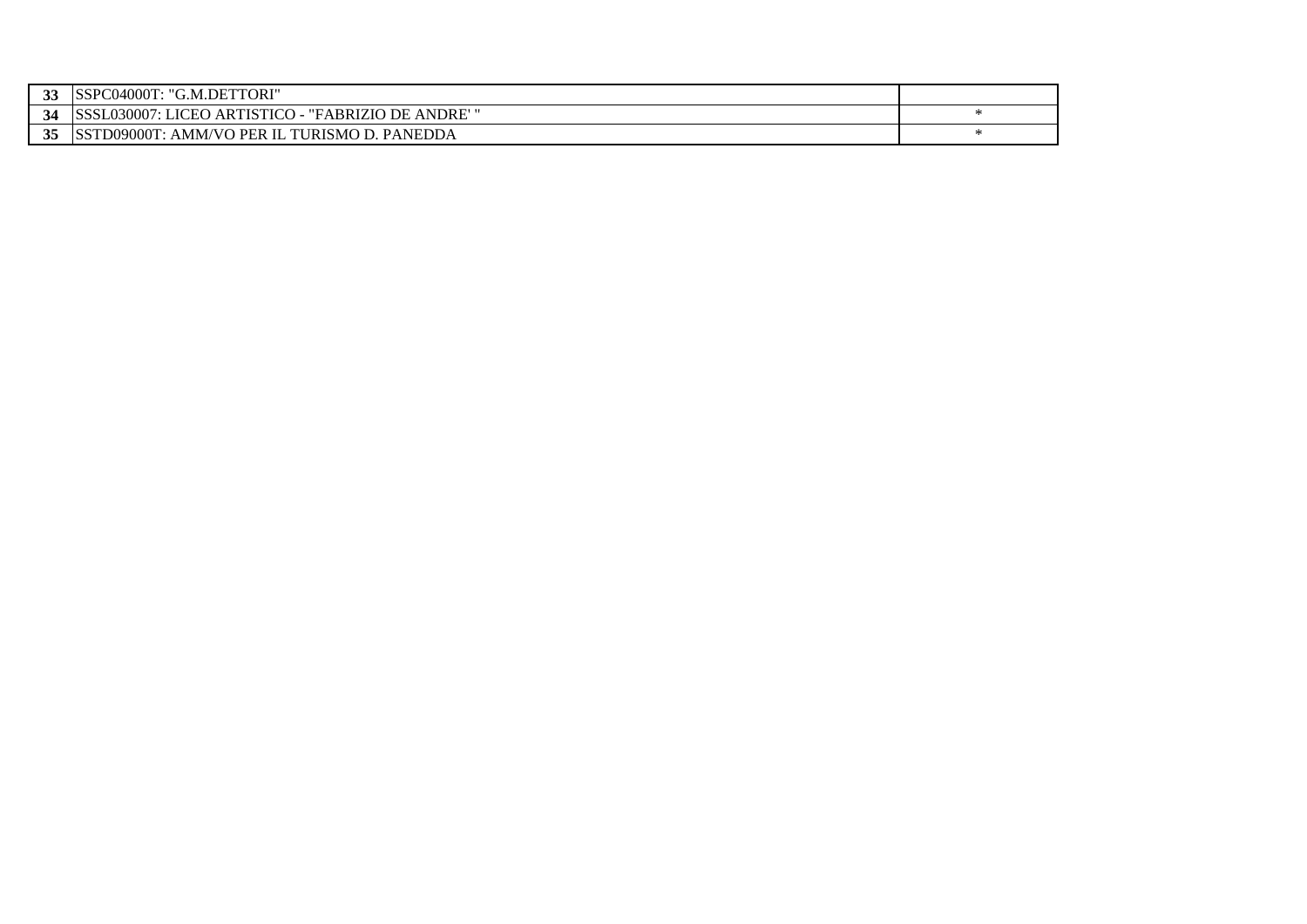| | | |
|---|---|---|
| **33** | SSPC04000T: "G.M.DETTORI" | |
| **34** | SSSL030007: LICEO ARTISTICO - "FABRIZIO DE ANDRE' " | * |
| **35** | SSTD09000T: AMM/VO PER IL TURISMO D. PANEDDA | * |